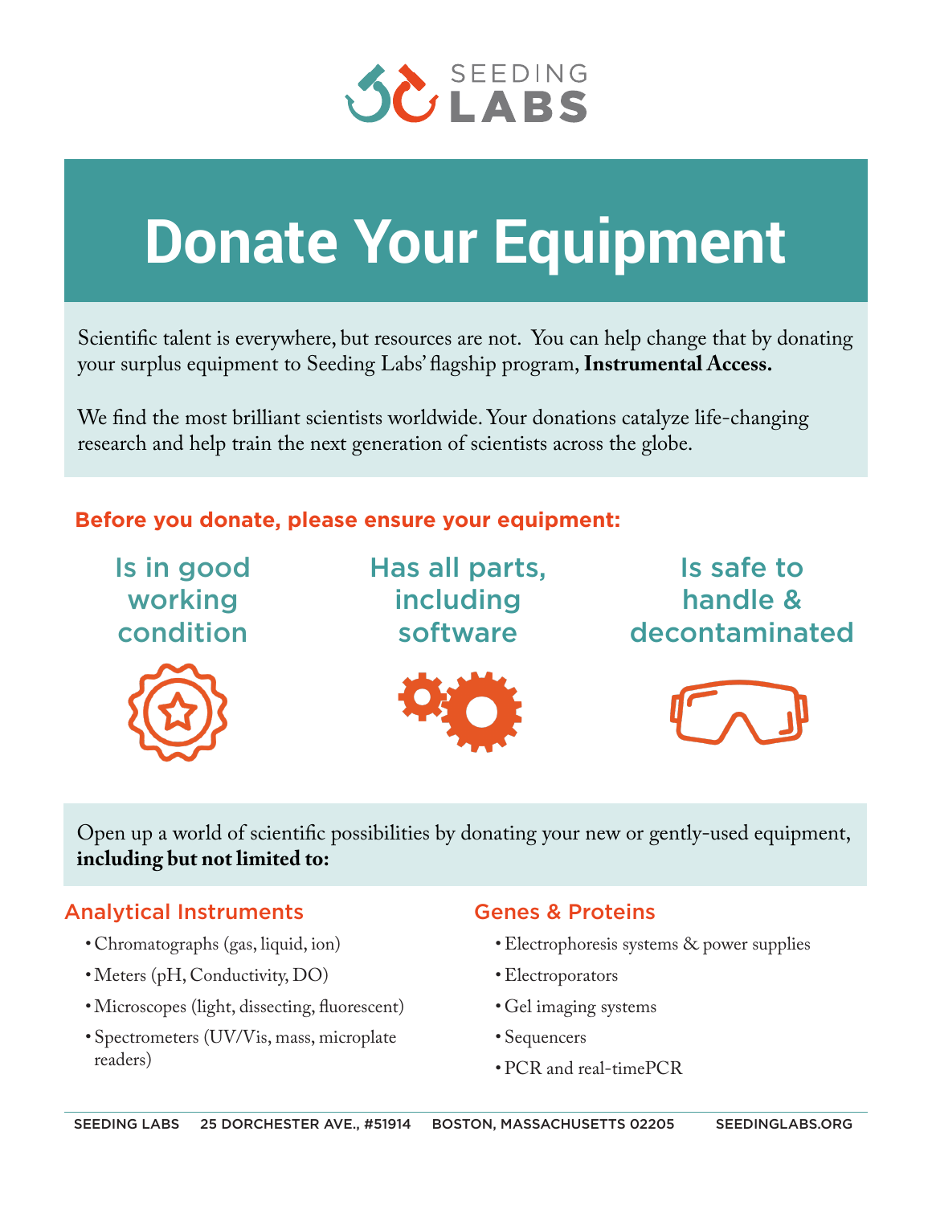# SEEDING LABS

# Donate Your Equipment

Scientific talent is everywhere, but resources are not. You can help change that by donating your surplus equipment to Seeding Labs' flagship program, **Instrumental Access.**

We find the most brilliant scientists worldwide. Your donations catalyze life-changing research and help train the next generation of scientists across the globe.

**Before you donate, please ensure your equipment:**

- Is in good working condition
- Has all parts, including software
- Is safe to handle & decontaminated

Open up a world of scientific possibilities by donating your new or gently-used equipment, **including but not limited to:**

## Analytical Instruments

- Chromatographs (gas, liquid, ion)
- Meters (pH, Conductivity, DO)
- Microscopes (light, dissecting, fluorescent)
- Spectrometers (UV/Vis, mass, microplate readers)

## Genes & Proteins

- Electrophoresis systems & power supplies
- Electroporators
- Gel imaging systems
- Sequencers
- PCR and real-timePCR

SEEDING LABS 25 DORCHESTER AVE., #51914 BOSTON, MASSACHUSETTS 02205 SEEDINGLABS.ORG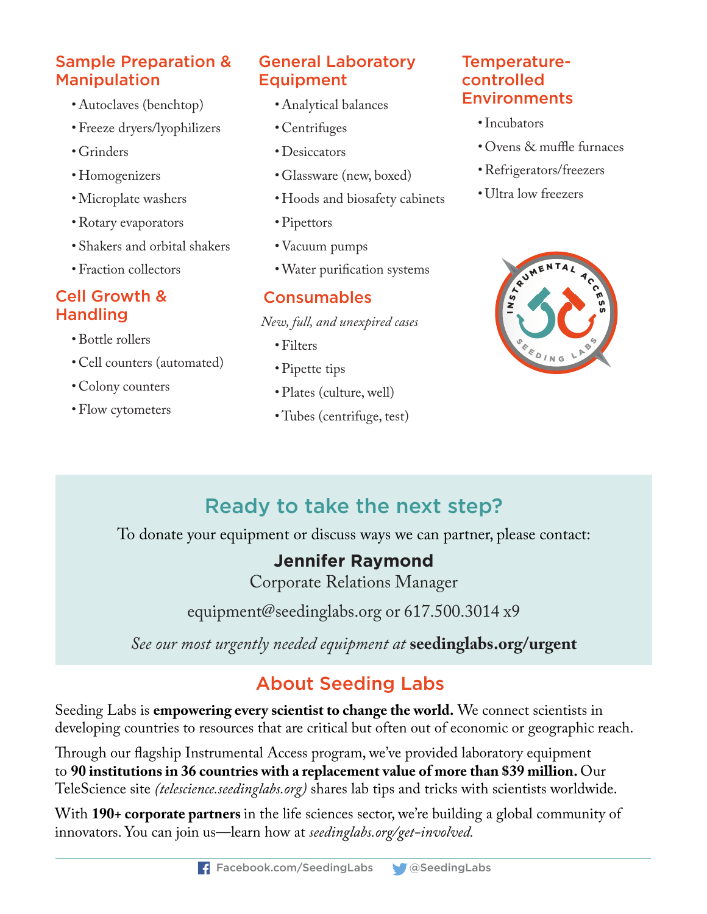## Sample Preparation & Manipulation

- Autoclaves (benchtop)
- Freeze dryers/lyophilizers
- Grinders
- Homogenizers
- Microplate washers
- Rotary evaporators
- Shakers and orbital shakers
- Fraction collectors

## Cell Growth & Handling

- Bottle rollers
- Cell counters (automated)
- Colony counters
- Flow cytometers

## General Laboratory Equipment

- Analytical balances
- Centrifuges
- Desiccators
- Glassware (new, boxed)
- Hoods and biosafety cabinets
- Pipettors
- Vacuum pumps
- Water purification systems

## Consumables

*New, full, and unexpired cases*

- Filters
- Pipette tips
- Plates (culture, well)
- Tubes (centrifuge, test)

## Temperature-controlled Environments

- Incubators
- Ovens & muffle furnaces
- Refrigerators/freezers
- Ultra low freezers

## Ready to take the next step?

To donate your equipment or discuss ways we can partner, please contact:

**Jennifer Raymond**
Corporate Relations Manager

equipment@seedinglabs.org or 617.500.3014 x9

*See our most urgently needed equipment at* **seedinglabs.org/urgent**

## About Seeding Labs

Seeding Labs is **empowering every scientist to change the world.** We connect scientists in developing countries to resources that are critical but often out of economic or geographic reach.

Through our flagship Instrumental Access program, we've provided laboratory equipment to **90 institutions in 36 countries with a replacement value of more than $39 million.** Our TeleScience site *(telescience.seedinglabs.org)* shares lab tips and tricks with scientists worldwide.

With **190+ corporate partners** in the life sciences sector, we're building a global community of innovators. You can join us—learn how at *seedinglabs.org/get-involved.*

Facebook.com/SeedingLabs @SeedingLabs